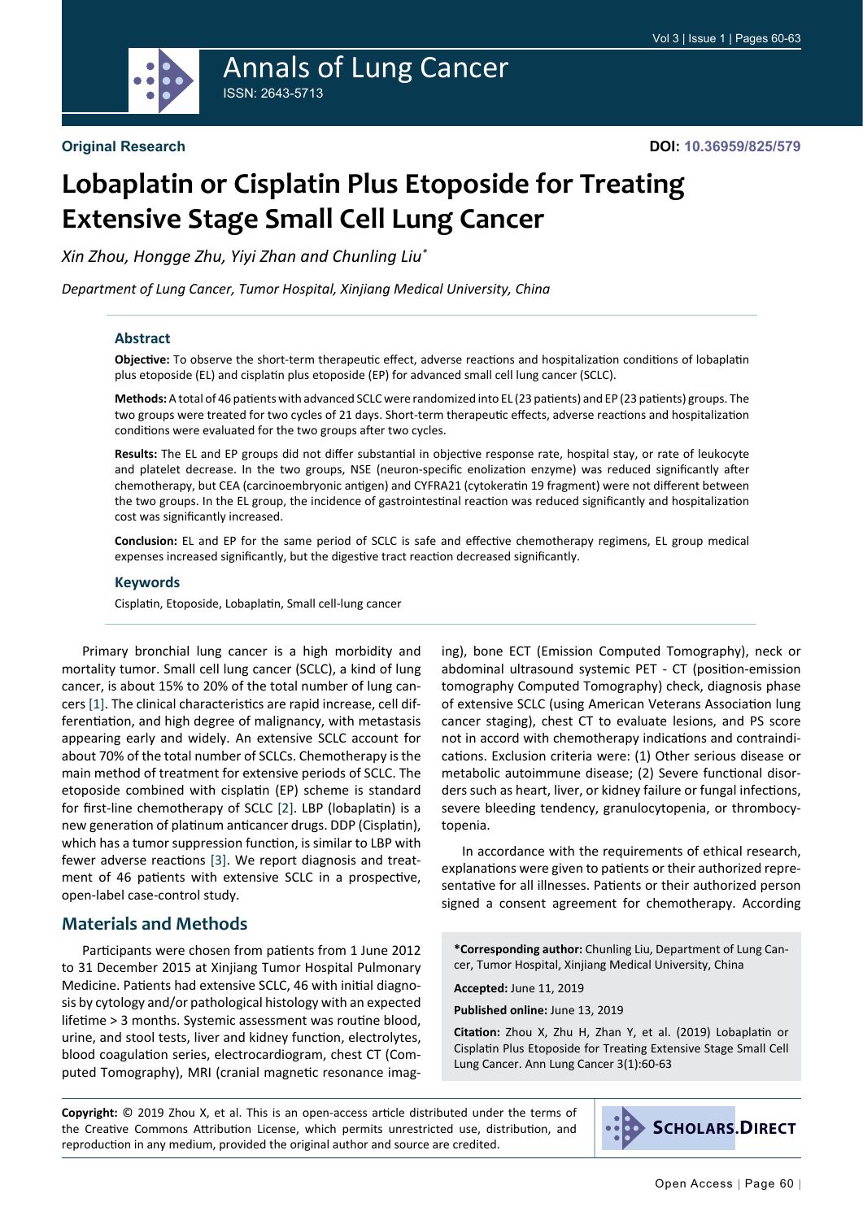Original Research

DOI: 10.36959/825/579

# Lobaplatin or Cisplatin Plus Etoposide for Treating Extensive Stage Small Cell Lung Cancer

*Xin Zhou, Hongge Zhu, Yiyi Zhan and Chunling Liu\**

*Department of Lung Cancer, Tumor Hospital, Xinjiang Medical University, China*

## Abstract

**Objective:** To observe the short-term therapeutic effect, adverse reactions and hospitalization conditions of lobaplatin plus etoposide (EL) and cisplatin plus etoposide (EP) for advanced small cell lung cancer (SCLC).

**Methods:** A total of 46 patients with advanced SCLC were randomized into EL (23 patients) and EP (23 patients) groups. The two groups were treated for two cycles of 21 days. Short-term therapeutic effects, adverse reactions and hospitalization conditions were evaluated for the two groups after two cycles.

**Results:** The EL and EP groups did not differ substantial in objective response rate, hospital stay, or rate of leukocyte and platelet decrease. In the two groups, NSE (neuron-specific enolization enzyme) was reduced significantly after chemotherapy, but CEA (carcinoembryonic antigen) and CYFRA21 (cytokeratin 19 fragment) were not different between the two groups. In the EL group, the incidence of gastrointestinal reaction was reduced significantly and hospitalization cost was significantly increased.

**Conclusion:** EL and EP for the same period of SCLC is safe and effective chemotherapy regimens, EL group medical expenses increased significantly, but the digestive tract reaction decreased significantly.

## Keywords

Cisplatin, Etoposide, Lobaplatin, Small cell-lung cancer

Primary bronchial lung cancer is a high morbidity and mortality tumor. Small cell lung cancer (SCLC), a kind of lung cancer, is about 15% to 20% of the total number of lung cancers [1]. The clinical characteristics are rapid increase, cell differentiation, and high degree of malignancy, with metastasis appearing early and widely. An extensive SCLC account for about 70% of the total number of SCLCs. Chemotherapy is the main method of treatment for extensive periods of SCLC. The etoposide combined with cisplatin (EP) scheme is standard for first-line chemotherapy of SCLC [2]. LBP (lobaplatin) is a new generation of platinum anticancer drugs. DDP (Cisplatin), which has a tumor suppression function, is similar to LBP with fewer adverse reactions [3]. We report diagnosis and treatment of 46 patients with extensive SCLC in a prospective, open-label case-control study.

## Materials and Methods

Participants were chosen from patients from 1 June 2012 to 31 December 2015 at Xinjiang Tumor Hospital Pulmonary Medicine. Patients had extensive SCLC, 46 with initial diagnosis by cytology and/or pathological histology with an expected lifetime > 3 months. Systemic assessment was routine blood, urine, and stool tests, liver and kidney function, electrolytes, blood coagulation series, electrocardiogram, chest CT (Computed Tomography), MRI (cranial magnetic resonance imaging), bone ECT (Emission Computed Tomography), neck or abdominal ultrasound systemic PET - CT (position-emission tomography Computed Tomography) check, diagnosis phase of extensive SCLC (using American Veterans Association lung cancer staging), chest CT to evaluate lesions, and PS score not in accord with chemotherapy indications and contraindications. Exclusion criteria were: (1) Other serious disease or metabolic autoimmune disease; (2) Severe functional disorders such as heart, liver, or kidney failure or fungal infections, severe bleeding tendency, granulocytopenia, or thrombocytopenia.

In accordance with the requirements of ethical research, explanations were given to patients or their authorized representative for all illnesses. Patients or their authorized person signed a consent agreement for chemotherapy. According

**\*Corresponding author:** Chunling Liu, Department of Lung Cancer, Tumor Hospital, Xinjiang Medical University, China

**Accepted:** June 11, 2019

**Published online:** June 13, 2019

**Citation:** Zhou X, Zhu H, Zhan Y, et al. (2019) Lobaplatin or Cisplatin Plus Etoposide for Treating Extensive Stage Small Cell Lung Cancer. Ann Lung Cancer 3(1):60-63

**Copyright:** © 2019 Zhou X, et al. This is an open-access article distributed under the terms of the Creative Commons Attribution License, which permits unrestricted use, distribution, and reproduction in any medium, provided the original author and source are credited.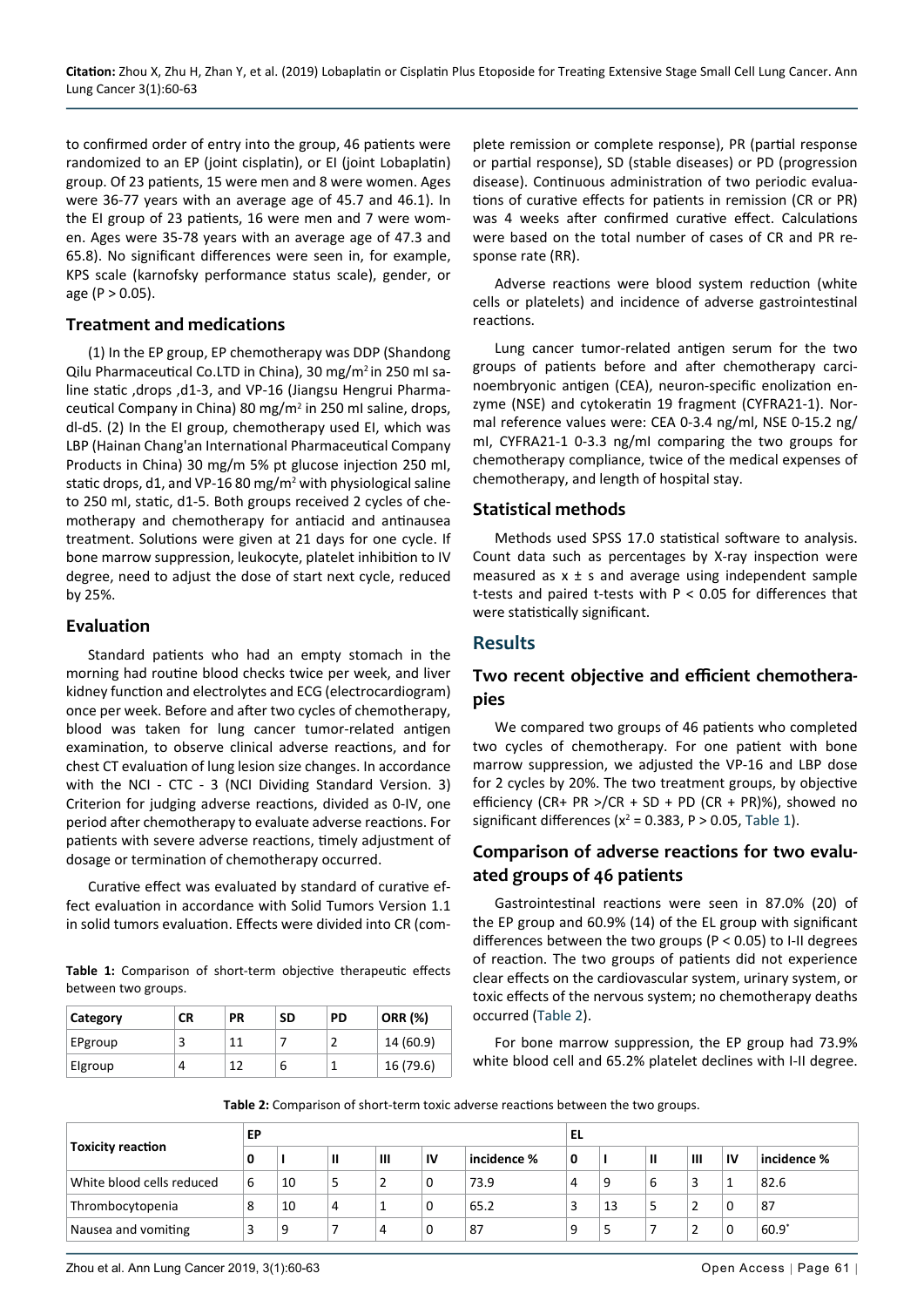to confirmed order of entry into the group, 46 patients were randomized to an EP (joint cisplatin), or EI (joint Lobaplatin) group. Of 23 patients, 15 were men and 8 were women. Ages were 36-77 years with an average age of 45.7 and 46.1). In the EI group of 23 patients, 16 were men and 7 were women. Ages were 35-78 years with an average age of 47.3 and 65.8). No significant differences were seen in, for example, KPS scale (karnofsky performance status scale), gender, or age (P > 0.05).

### Treatment and medications

(1) In the EP group, EP chemotherapy was DDP (Shandong Qilu Pharmaceutical Co.LTD in China), 30 mg/m$^2$ in 250 ml saline static ,drops ,d1-3, and VP-16 (Jiangsu Hengrui Pharmaceutical Company in China) 80 mg/m$^2$ in 250 ml saline, drops, dl-d5. (2) In the EI group, chemotherapy used EI, which was LBP (Hainan Chang'an International Pharmaceutical Company Products in China) 30 mg/m 5% pt glucose injection 250 ml, static drops, d1, and VP-16 80 mg/m$^2$ with physiological saline to 250 ml, static, d1-5. Both groups received 2 cycles of chemotherapy and chemotherapy for antiacid and antinausea treatment. Solutions were given at 21 days for one cycle. If bone marrow suppression, leukocyte, platelet inhibition to IV degree, need to adjust the dose of start next cycle, reduced by 25%.

### Evaluation

Standard patients who had an empty stomach in the morning had routine blood checks twice per week, and liver kidney function and electrolytes and ECG (electrocardiogram) once per week. Before and after two cycles of chemotherapy, blood was taken for lung cancer tumor-related antigen examination, to observe clinical adverse reactions, and for chest CT evaluation of lung lesion size changes. In accordance with the NCI - CTC - 3 (NCI Dividing Standard Version. 3) Criterion for judging adverse reactions, divided as 0-IV, one period after chemotherapy to evaluate adverse reactions. For patients with severe adverse reactions, timely adjustment of dosage or termination of chemotherapy occurred.

Curative effect was evaluated by standard of curative effect evaluation in accordance with Solid Tumors Version 1.1 in solid tumors evaluation. Effects were divided into CR (complete remission or complete response), PR (partial response or partial response), SD (stable diseases) or PD (progression disease). Continuous administration of two periodic evaluations of curative effects for patients in remission (CR or PR) was 4 weeks after confirmed curative effect. Calculations were based on the total number of cases of CR and PR response rate (RR).

Adverse reactions were blood system reduction (white cells or platelets) and incidence of adverse gastrointestinal reactions.

Lung cancer tumor-related antigen serum for the two groups of patients before and after chemotherapy carcinoembryonic antigen (CEA), neuron-specific enolization enzyme (NSE) and cytokeratin 19 fragment (CYFRA21-1). Normal reference values were: CEA 0-3.4 ng/ml, NSE 0-15.2 ng/ml, CYFRA21-1 0-3.3 ng/ml comparing the two groups for chemotherapy compliance, twice of the medical expenses of chemotherapy, and length of hospital stay.

### Statistical methods

Methods used SPSS 17.0 statistical software to analysis. Count data such as percentages by X-ray inspection were measured as x ± s and average using independent sample t-tests and paired t-tests with P < 0.05 for differences that were statistically significant.

## Results

### Two recent objective and efficient chemotherapies

We compared two groups of 46 patients who completed two cycles of chemotherapy. For one patient with bone marrow suppression, we adjusted the VP-16 and LBP dose for 2 cycles by 20%. The two treatment groups, by objective efficiency (CR+ PR >/CR + SD + PD (CR + PR)%), showed no significant differences ($x^2$ = 0.383, P > 0.05, Table 1).

**Table 1:** Comparison of short-term objective therapeutic effects between two groups.

| Category | CR | PR | SD | PD | ORR (%) |
|---|---|---|---|---|---|
| EPgroup | 3 | 11 | 7 | 2 | 14 (60.9) |
| EIgroup | 4 | 12 | 6 | 1 | 16 (79.6) |

### Comparison of adverse reactions for two evaluated groups of 46 patients

Gastrointestinal reactions were seen in 87.0% (20) of the EP group and 60.9% (14) of the EL group with significant differences between the two groups (P < 0.05) to I-II degrees of reaction. The two groups of patients did not experience clear effects on the cardiovascular system, urinary system, or toxic effects of the nervous system; no chemotherapy deaths occurred (Table 2).

For bone marrow suppression, the EP group had 73.9% white blood cell and 65.2% platelet declines with I-II degree.

**Table 2:** Comparison of short-term toxic adverse reactions between the two groups.

| Toxicity reaction | EP | | | | | | EL | | | | | |
|---|---|---|---|---|---|---|---|---|---|---|---|---|
| | 0 | I | II | III | IV | incidence % | 0 | I | II | III | IV | incidence % |
| White blood cells reduced | 6 | 10 | 5 | 2 | 0 | 73.9 | 4 | 9 | 6 | 3 | 1 | 82.6 |
| Thrombocytopenia | 8 | 10 | 4 | 1 | 0 | 65.2 | 3 | 13 | 5 | 2 | 0 | 87 |
| Nausea and vomiting | 3 | 9 | 7 | 4 | 0 | 87 | 9 | 5 | 7 | 2 | 0 | 60.9* |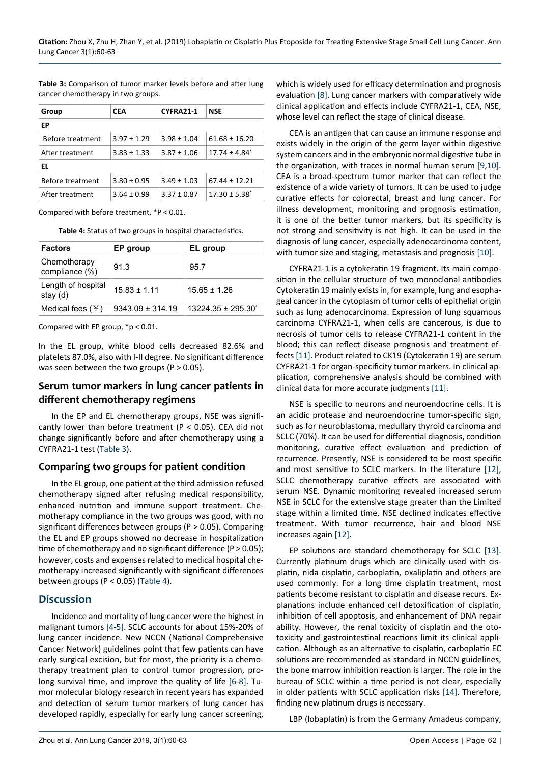**Table 3:** Comparison of tumor marker levels before and after lung cancer chemotherapy in two groups.

| Group | CEA | CYFRA21-1 | NSE |
|---|---|---|---|
| **EP** | | | |
| Before treatment | 3.97 ± 1.29 | 3.98 ± 1.04 | 61.68 ± 16.20 |
| After treatment | 3.83 ± 1.33 | 3.87 ± 1.06 | 17.74 ± 4.84* |
| **EL** | | | |
| Before treatment | 3.80 ± 0.95 | 3.49 ± 1.03 | 67.44 ± 12.21 |
| After treatment | 3.64 ± 0.99 | 3.37 ± 0.87 | 17.30 ± 5.38* |

Compared with before treatment, *P < 0.01.

**Table 4:** Status of two groups in hospital characteristics.

| Factors | EP group | EL group |
|---|---|---|
| Chemotherapy compliance (%) | 91.3 | 95.7 |
| Length of hospital stay (d) | 15.83 ± 1.11 | 15.65 ± 1.26 |
| Medical fees (￥) | 9343.09 ± 314.19 | 13224.35 ± 295.30* |

Compared with EP group, *p < 0.01.

In the EL group, white blood cells decreased 82.6% and platelets 87.0%, also with I-II degree. No significant difference was seen between the two groups (P > 0.05).

## Serum tumor markers in lung cancer patients in different chemotherapy regimens

In the EP and EL chemotherapy groups, NSE was significantly lower than before treatment (P < 0.05). CEA did not change significantly before and after chemotherapy using a CYFRA21-1 test (Table 3).

## Comparing two groups for patient condition

In the EL group, one patient at the third admission refused chemotherapy signed after refusing medical responsibility, enhanced nutrition and immune support treatment. Chemotherapy compliance in the two groups was good, with no significant differences between groups (P > 0.05). Comparing the EL and EP groups showed no decrease in hospitalization time of chemotherapy and no significant difference (P > 0.05); however, costs and expenses related to medical hospital chemotherapy increased significantly with significant differences between groups (P < 0.05) (Table 4).

## Discussion

Incidence and mortality of lung cancer were the highest in malignant tumors [4-5]. SCLC accounts for about 15%-20% of lung cancer incidence. New NCCN (National Comprehensive Cancer Network) guidelines point that few patients can have early surgical excision, but for most, the priority is a chemotherapy treatment plan to control tumor progression, prolong survival time, and improve the quality of life [6-8]. Tumor molecular biology research in recent years has expanded and detection of serum tumor markers of lung cancer has developed rapidly, especially for early lung cancer screening, which is widely used for efficacy determination and prognosis evaluation [8]. Lung cancer markers with comparatively wide clinical application and effects include CYFRA21-1, CEA, NSE, whose level can reflect the stage of clinical disease.

CEA is an antigen that can cause an immune response and exists widely in the origin of the germ layer within digestive system cancers and in the embryonic normal digestive tube in the organization, with traces in normal human serum [9,10]. CEA is a broad-spectrum tumor marker that can reflect the existence of a wide variety of tumors. It can be used to judge curative effects for colorectal, breast and lung cancer. For illness development, monitoring and prognosis estimation, it is one of the better tumor markers, but its specificity is not strong and sensitivity is not high. It can be used in the diagnosis of lung cancer, especially adenocarcinoma content, with tumor size and staging, metastasis and prognosis [10].

CYFRA21-1 is a cytokeratin 19 fragment. Its main composition in the cellular structure of two monoclonal antibodies Cytokeratin 19 mainly exists in, for example, lung and esophageal cancer in the cytoplasm of tumor cells of epithelial origin such as lung adenocarcinoma. Expression of lung squamous carcinoma CYFRA21-1, when cells are cancerous, is due to necrosis of tumor cells to release CYFRA21-1 content in the blood; this can reflect disease prognosis and treatment effects [11]. Product related to CK19 (Cytokeratin 19) are serum CYFRA21-1 for organ-specificity tumor markers. In clinical application, comprehensive analysis should be combined with clinical data for more accurate judgments [11].

NSE is specific to neurons and neuroendocrine cells. It is an acidic protease and neuroendocrine tumor-specific sign, such as for neuroblastoma, medullary thyroid carcinoma and SCLC (70%). It can be used for differential diagnosis, condition monitoring, curative effect evaluation and prediction of recurrence. Presently, NSE is considered to be the most specific and most sensitive to SCLC markers. In the literature [12], SCLC chemotherapy curative effects are associated with serum NSE. Dynamic monitoring revealed increased serum NSE in SCLC for the extensive stage greater than the Limited stage within a limited time. NSE declined indicates effective treatment. With tumor recurrence, hair and blood NSE increases again [12].

EP solutions are standard chemotherapy for SCLC [13]. Currently platinum drugs which are clinically used with cisplatin, nida cisplatin, carboplatin, oxaliplatin and others are used commonly. For a long time cisplatin treatment, most patients become resistant to cisplatin and disease recurs. Explanations include enhanced cell detoxification of cisplatin, inhibition of cell apoptosis, and enhancement of DNA repair ability. However, the renal toxicity of cisplatin and the ototoxicity and gastrointestinal reactions limit its clinical application. Although as an alternative to cisplatin, carboplatin EC solutions are recommended as standard in NCCN guidelines, the bone marrow inhibition reaction is larger. The role in the bureau of SCLC within a time period is not clear, especially in older patients with SCLC application risks [14]. Therefore, finding new platinum drugs is necessary.

LBP (lobaplatin) is from the Germany Amadeus company,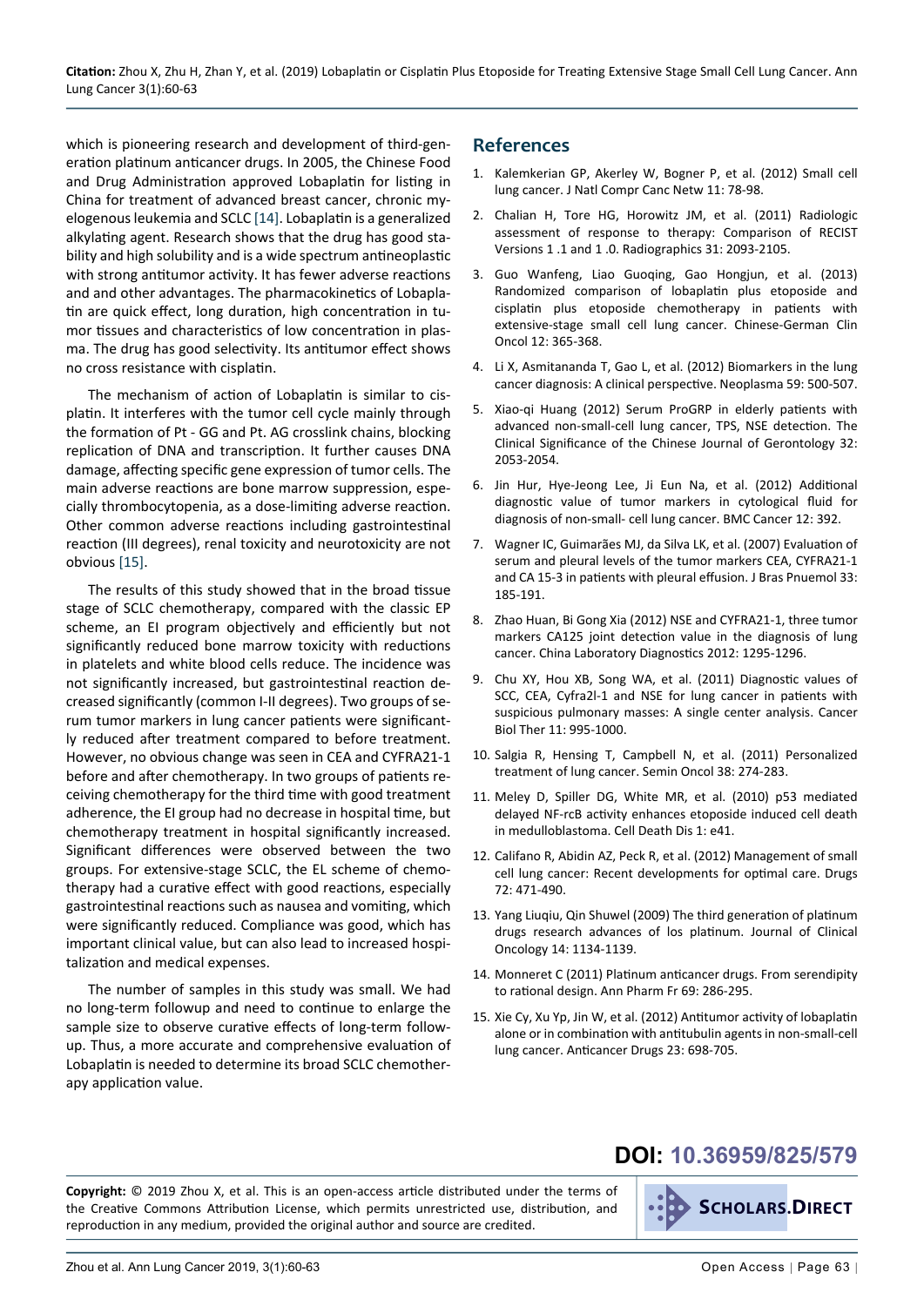which is pioneering research and development of third-generation platinum anticancer drugs. In 2005, the Chinese Food and Drug Administration approved Lobaplatin for listing in China for treatment of advanced breast cancer, chronic myelogenous leukemia and SCLC [14]. Lobaplatin is a generalized alkylating agent. Research shows that the drug has good stability and high solubility and is a wide spectrum antineoplastic with strong antitumor activity. It has fewer adverse reactions and and other advantages. The pharmacokinetics of Lobaplatin are quick effect, long duration, high concentration in tumor tissues and characteristics of low concentration in plasma. The drug has good selectivity. Its antitumor effect shows no cross resistance with cisplatin.

The mechanism of action of Lobaplatin is similar to cisplatin. It interferes with the tumor cell cycle mainly through the formation of Pt - GG and Pt. AG crosslink chains, blocking replication of DNA and transcription. It further causes DNA damage, affecting specific gene expression of tumor cells. The main adverse reactions are bone marrow suppression, especially thrombocytopenia, as a dose-limiting adverse reaction. Other common adverse reactions including gastrointestinal reaction (III degrees), renal toxicity and neurotoxicity are not obvious [15].

The results of this study showed that in the broad tissue stage of SCLC chemotherapy, compared with the classic EP scheme, an EI program objectively and efficiently but not significantly reduced bone marrow toxicity with reductions in platelets and white blood cells reduce. The incidence was not significantly increased, but gastrointestinal reaction decreased significantly (common I-II degrees). Two groups of serum tumor markers in lung cancer patients were significantly reduced after treatment compared to before treatment. However, no obvious change was seen in CEA and CYFRA21-1 before and after chemotherapy. In two groups of patients receiving chemotherapy for the third time with good treatment adherence, the EI group had no decrease in hospital time, but chemotherapy treatment in hospital significantly increased. Significant differences were observed between the two groups. For extensive-stage SCLC, the EL scheme of chemotherapy had a curative effect with good reactions, especially gastrointestinal reactions such as nausea and vomiting, which were significantly reduced. Compliance was good, which has important clinical value, but can also lead to increased hospitalization and medical expenses.

The number of samples in this study was small. We had no long-term followup and need to continue to enlarge the sample size to observe curative effects of long-term follow-up. Thus, a more accurate and comprehensive evaluation of Lobaplatin is needed to determine its broad SCLC chemotherapy application value.

## References

1. Kalemkerian GP, Akerley W, Bogner P, et al. (2012) Small cell lung cancer. J Natl Compr Canc Netw 11: 78-98.
2. Chalian H, Tore HG, Horowitz JM, et al. (2011) Radiologic assessment of response to therapy: Comparison of RECIST Versions 1 .1 and 1 .0. Radiographics 31: 2093-2105.
3. Guo Wanfeng, Liao Guoqing, Gao Hongjun, et al. (2013) Randomized comparison of lobaplatin plus etoposide and cisplatin plus etoposide chemotherapy in patients with extensive-stage small cell lung cancer. Chinese-German Clin Oncol 12: 365-368.
4. Li X, Asmitananda T, Gao L, et al. (2012) Biomarkers in the lung cancer diagnosis: A clinical perspective. Neoplasma 59: 500-507.
5. Xiao-qi Huang (2012) Serum ProGRP in elderly patients with advanced non-small-cell lung cancer, TPS, NSE detection. The Clinical Significance of the Chinese Journal of Gerontology 32: 2053-2054.
6. Jin Hur, Hye-Jeong Lee, Ji Eun Na, et al. (2012) Additional diagnostic value of tumor markers in cytological fluid for diagnosis of non-small- cell lung cancer. BMC Cancer 12: 392.
7. Wagner IC, Guimarães MJ, da Silva LK, et al. (2007) Evaluation of serum and pleural levels of the tumor markers CEA, CYFRA21-1 and CA 15-3 in patients with pleural effusion. J Bras Pneumol 33: 185-191.
8. Zhao Huan, Bi Gong Xia (2012) NSE and CYFRA21-1, three tumor markers CA125 joint detection value in the diagnosis of lung cancer. China Laboratory Diagnostics 2012: 1295-1296.
9. Chu XY, Hou XB, Song WA, et al. (2011) Diagnostic values of SCC, CEA, Cyfra2l-1 and NSE for lung cancer in patients with suspicious pulmonary masses: A single center analysis. Cancer Biol Ther 11: 995-1000.
10. Salgia R, Hensing T, Campbell N, et al. (2011) Personalized treatment of lung cancer. Semin Oncol 38: 274-283.
11. Meley D, Spiller DG, White MR, et al. (2010) p53 mediated delayed NF-rcB activity enhances etoposide induced cell death in medulloblastoma. Cell Death Dis 1: e41.
12. Califano R, Abidin AZ, Peck R, et al. (2012) Management of small cell lung cancer: Recent developments for optimal care. Drugs 72: 471-490.
13. Yang Liuqiu, Qin Shuwel (2009) The third generation of platinum drugs research advances of los platinum. Journal of Clinical Oncology 14: 1134-1139.
14. Monneret C (2011) Platinum anticancer drugs. From serendipity to rational design. Ann Pharm Fr 69: 286-295.
15. Xie Cy, Xu Yp, Jin W, et al. (2012) Antitumor activity of lobaplatin alone or in combination with antitubulin agents in non-small-cell lung cancer. Anticancer Drugs 23: 698-705.

**DOI: 10.36959/825/579**

**Copyright:** © 2019 Zhou X, et al. This is an open-access article distributed under the terms of the Creative Commons Attribution License, which permits unrestricted use, distribution, and reproduction in any medium, provided the original author and source are credited.